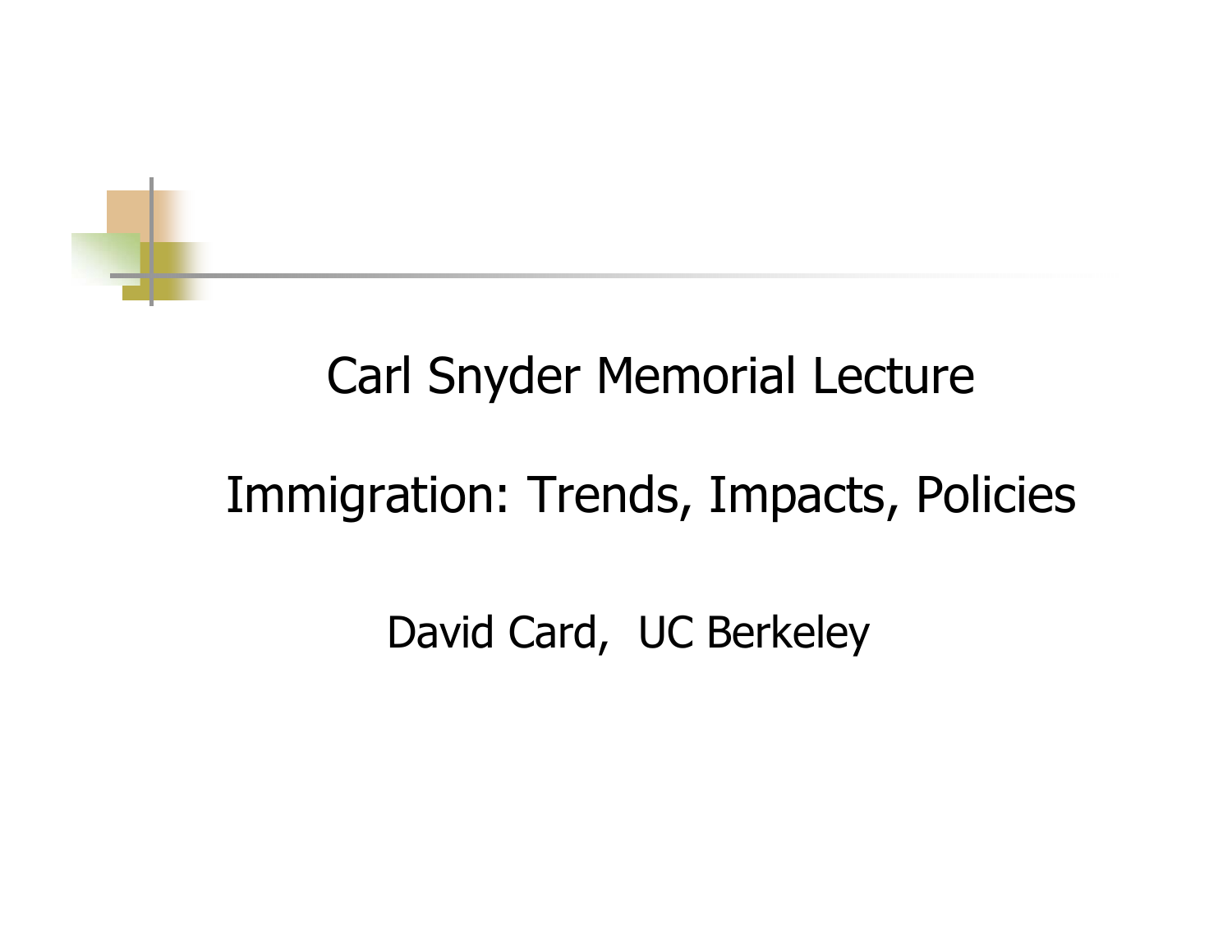# Carl Snyder Memorial Lecture

## Immigration: Trends, Impacts, Policies

David Card, UC Berkeley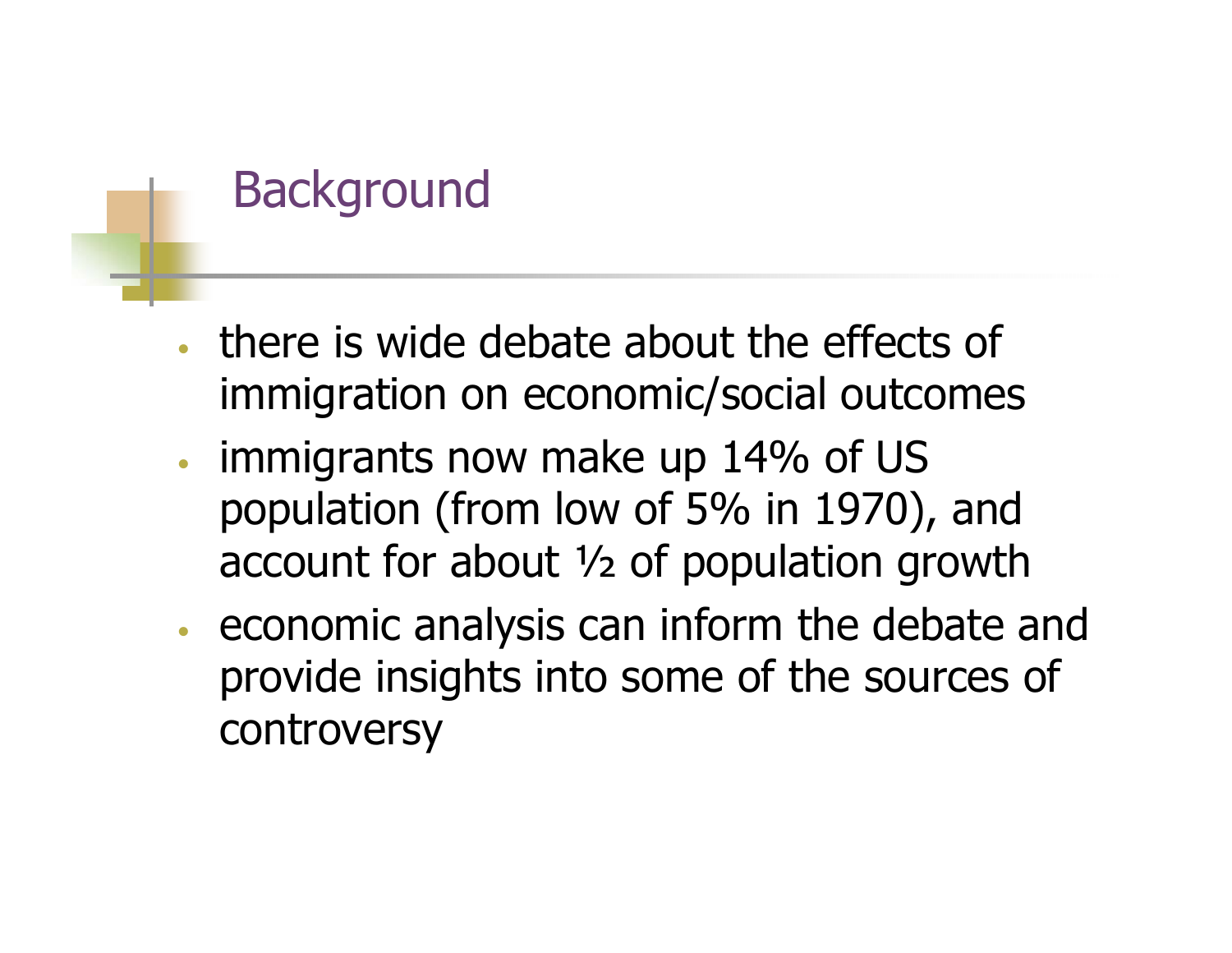# Background

- there is wide debate about the effects of immigration on economic/social outcomes
- immigrants now make up 14% of US population (from low of 5% in 1970), and account for about ½ of population growth
- economic analysis can inform the debate and provide insights into some of the sources of controversy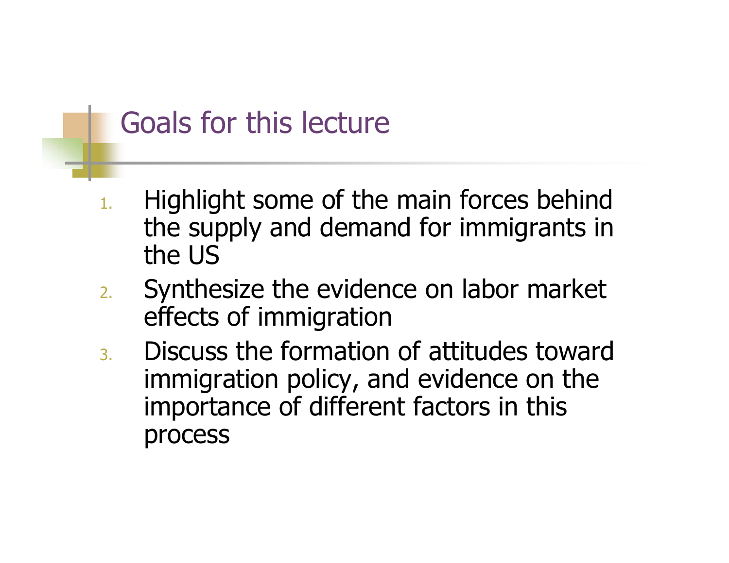# Goals for this lecture

1. Highlight some of the main forces behind the supply and demand for immigrants in the US
2. Synthesize the evidence on labor market effects of immigration
3. Discuss the formation of attitudes toward immigration policy, and evidence on the importance of different factors in this process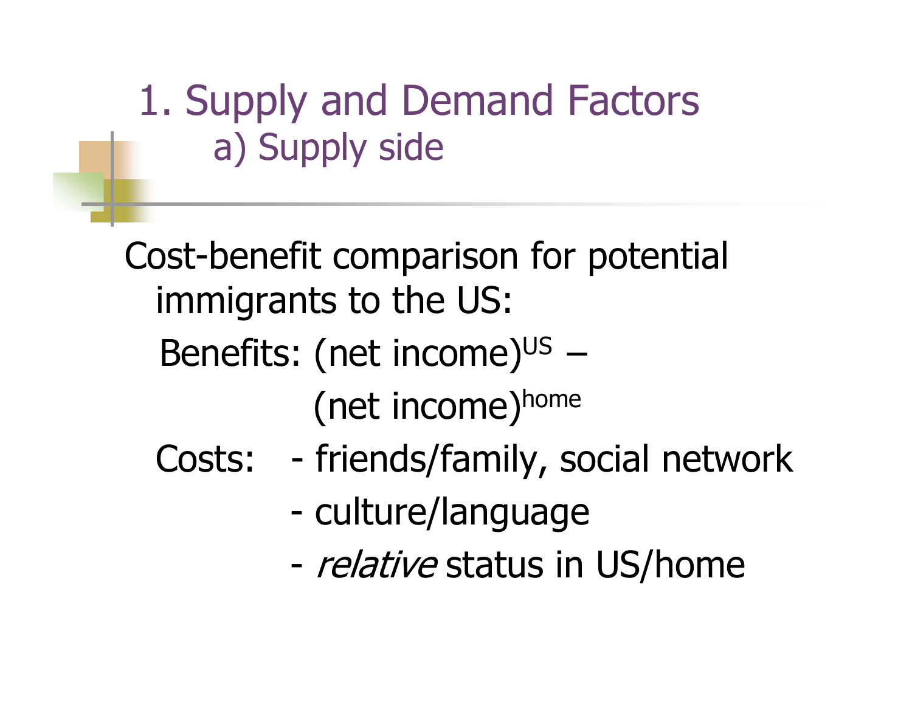# 1. Supply and Demand Factors

## a) Supply side

Cost-benefit comparison for potential immigrants to the US:

Benefits: $(\text{net income})^{US} - (\text{net income})^{home}$

Costs:
- friends/family, social network
- culture/language
- *relative* status in US/home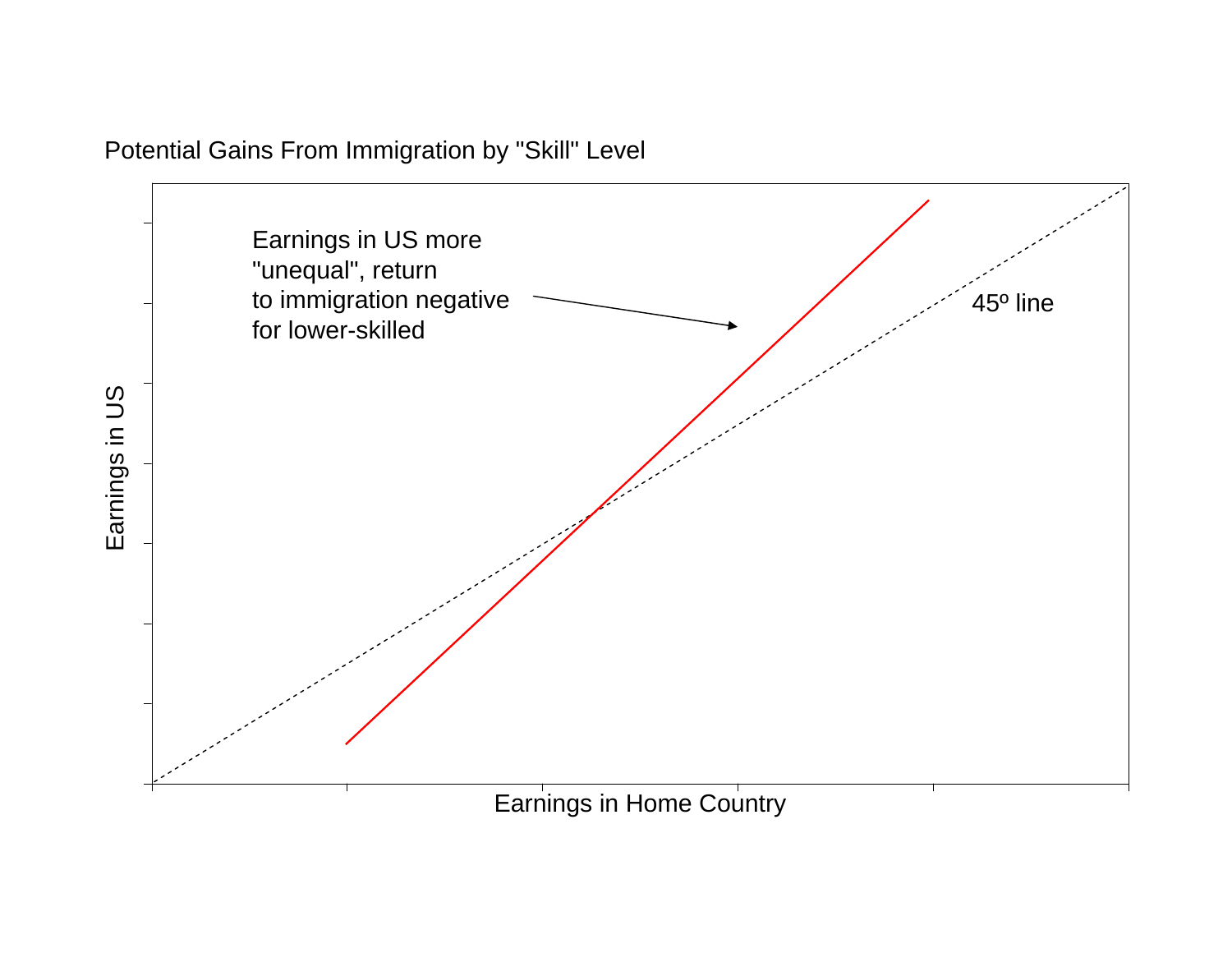Potential Gains From Immigration by "Skill" Level

Earnings in US more "unequal", return to immigration negative for lower-skilled

45º line

Earnings in US

Earnings in Home Country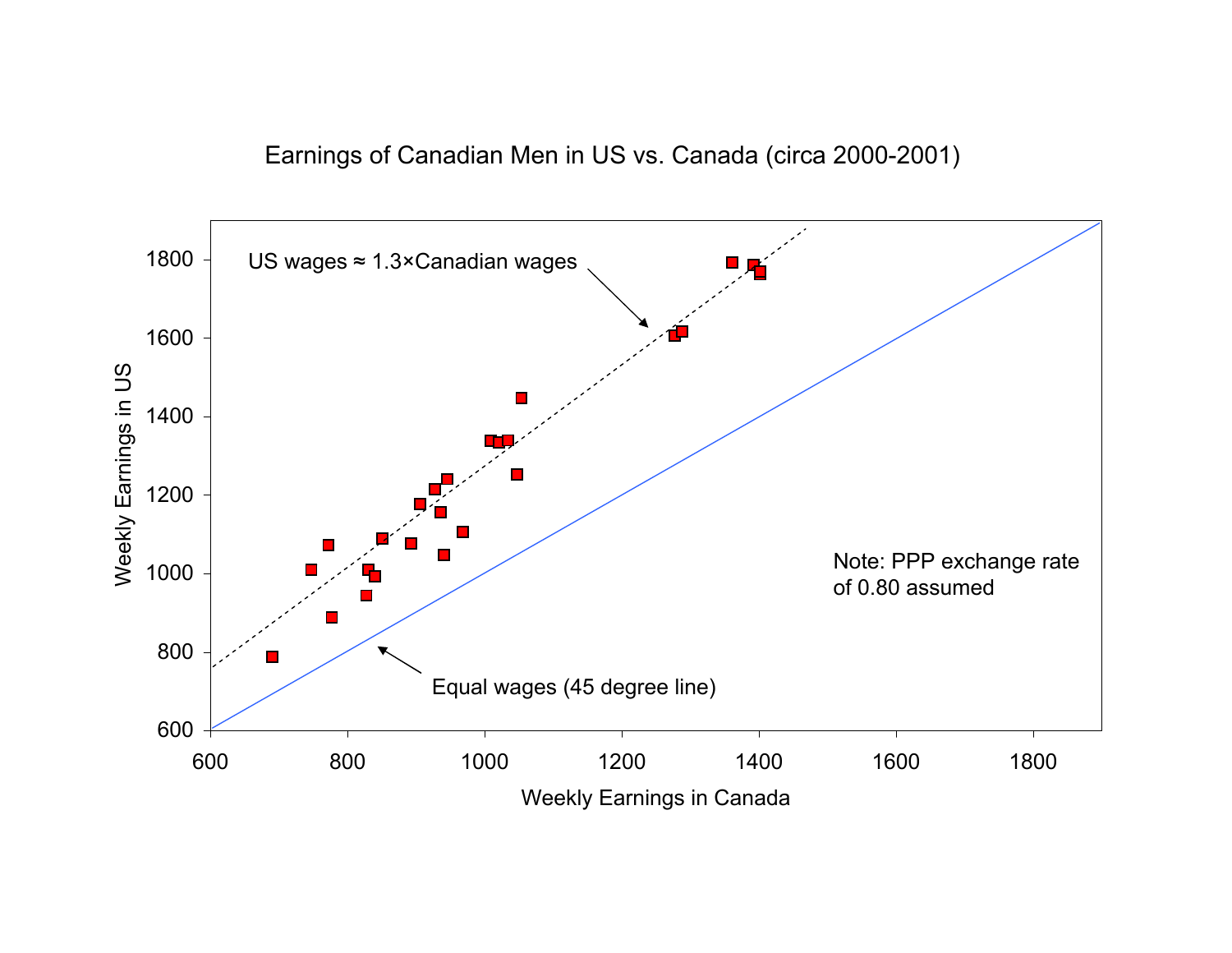Earnings of Canadian Men in US vs. Canada (circa 2000-2001)

US wages ≈ 1.3×Canadian wages

Equal wages (45 degree line)

Note: PPP exchange rate of 0.80 assumed

Weekly Earnings in US

Weekly Earnings in Canada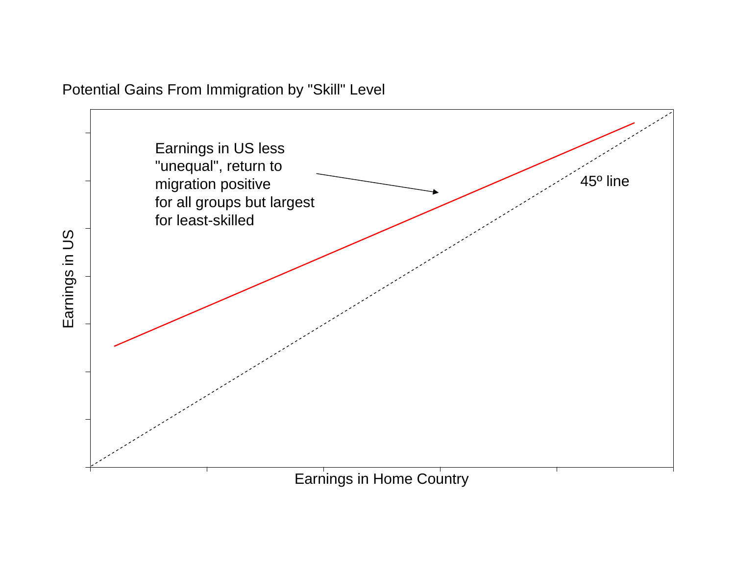Potential Gains From Immigration by "Skill" Level

Earnings in US less "unequal", return to migration positive for all groups but largest for least-skilled

45º line

Earnings in US

Earnings in Home Country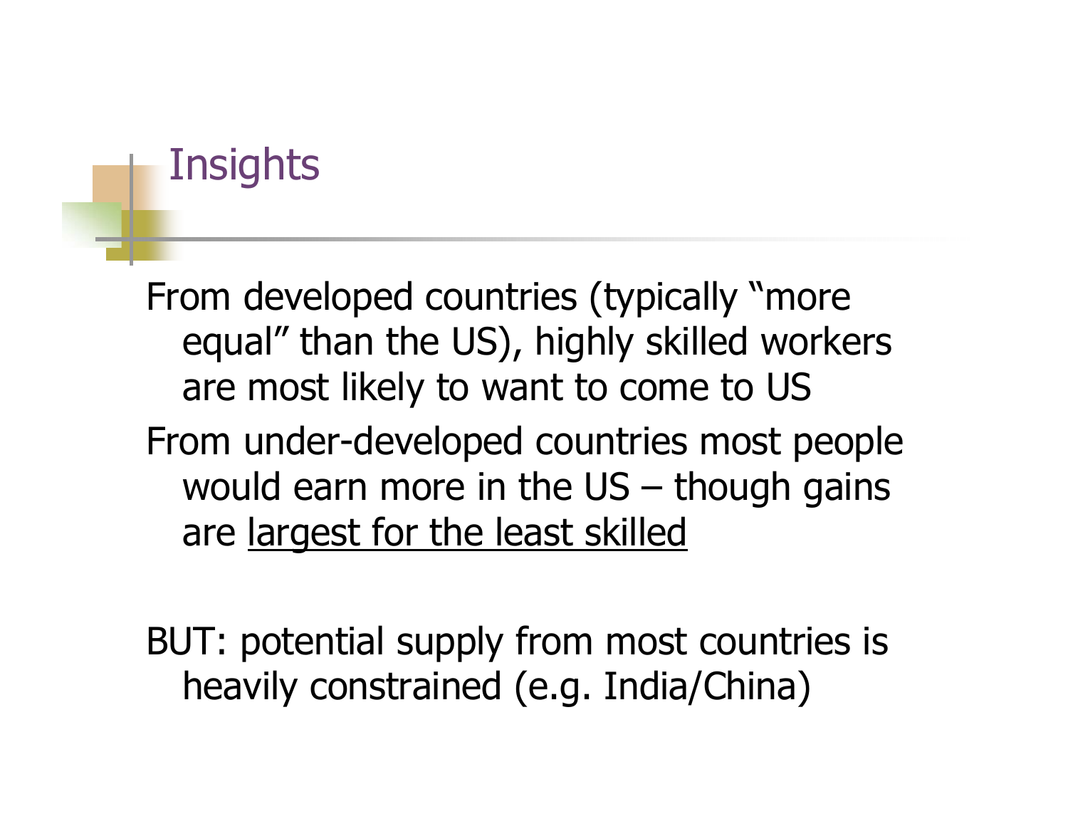# Insights

From developed countries (typically "more equal" than the US), highly skilled workers are most likely to want to come to US

From under-developed countries most people would earn more in the US – though gains are <u>largest for the least skilled</u>

BUT: potential supply from most countries is heavily constrained (e.g. India/China)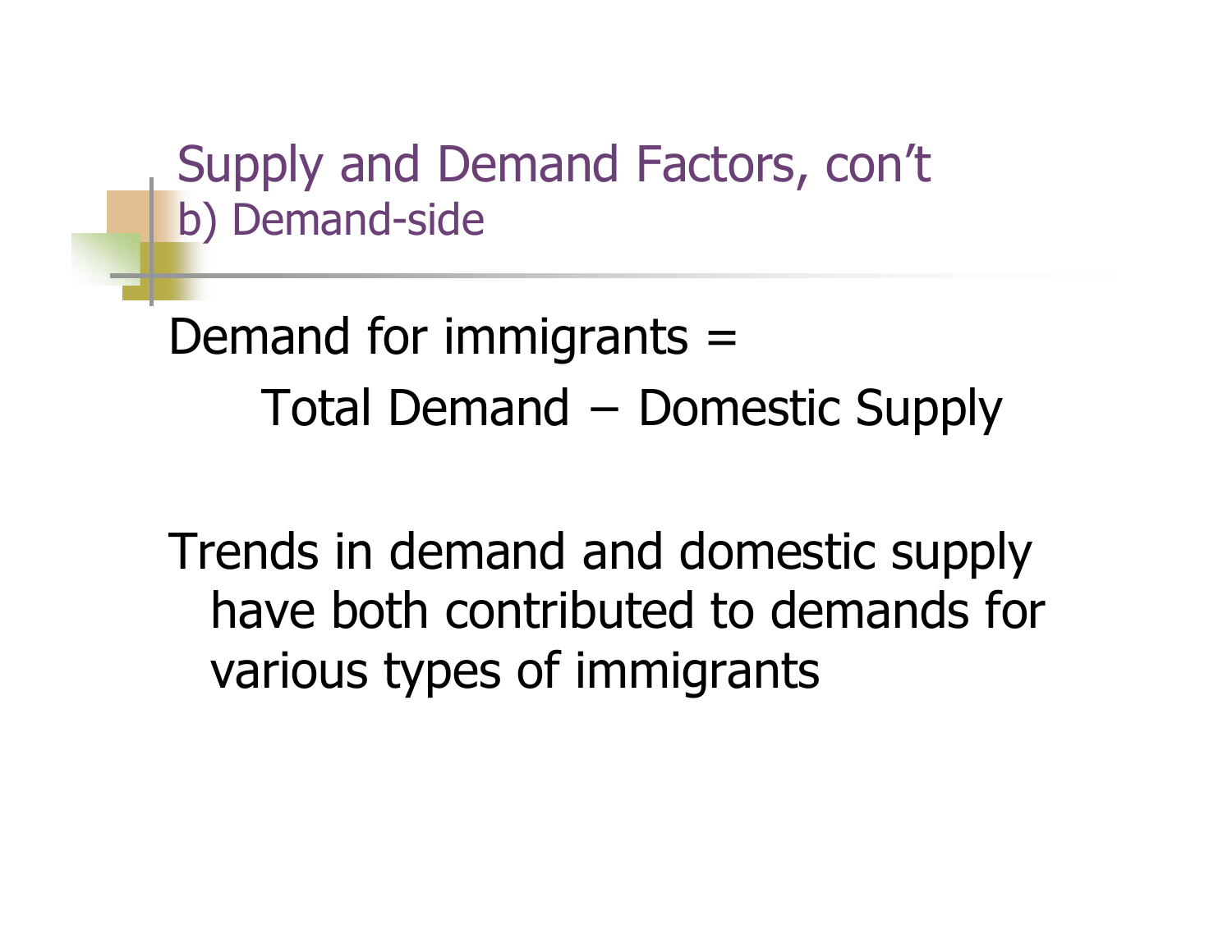# Supply and Demand Factors, con't

## b) Demand-side

Demand for immigrants =

Total Demand – Domestic Supply

Trends in demand and domestic supply have both contributed to demands for various types of immigrants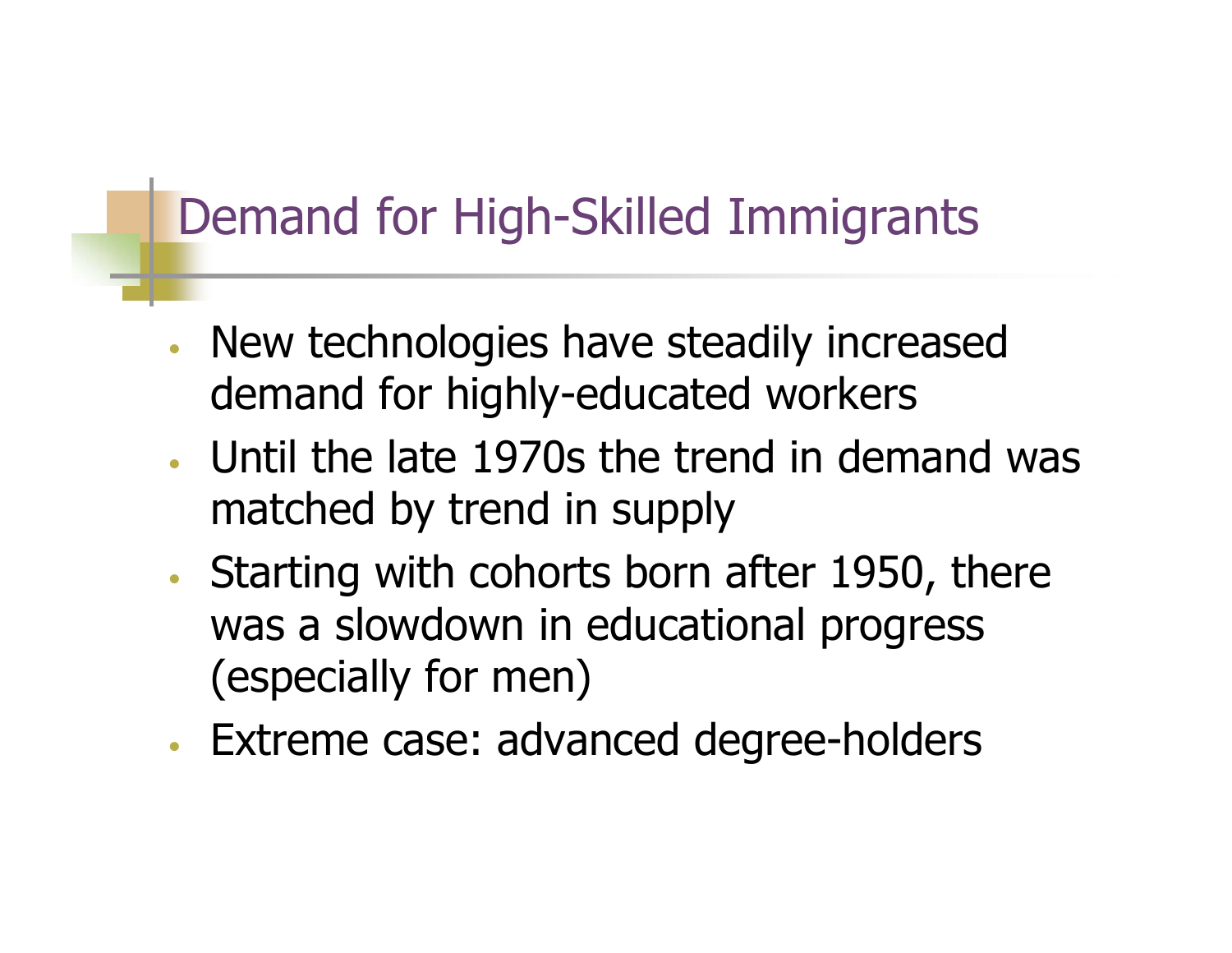# Demand for High-Skilled Immigrants

- New technologies have steadily increased demand for highly-educated workers
- Until the late 1970s the trend in demand was matched by trend in supply
- Starting with cohorts born after 1950, there was a slowdown in educational progress (especially for men)
- Extreme case: advanced degree-holders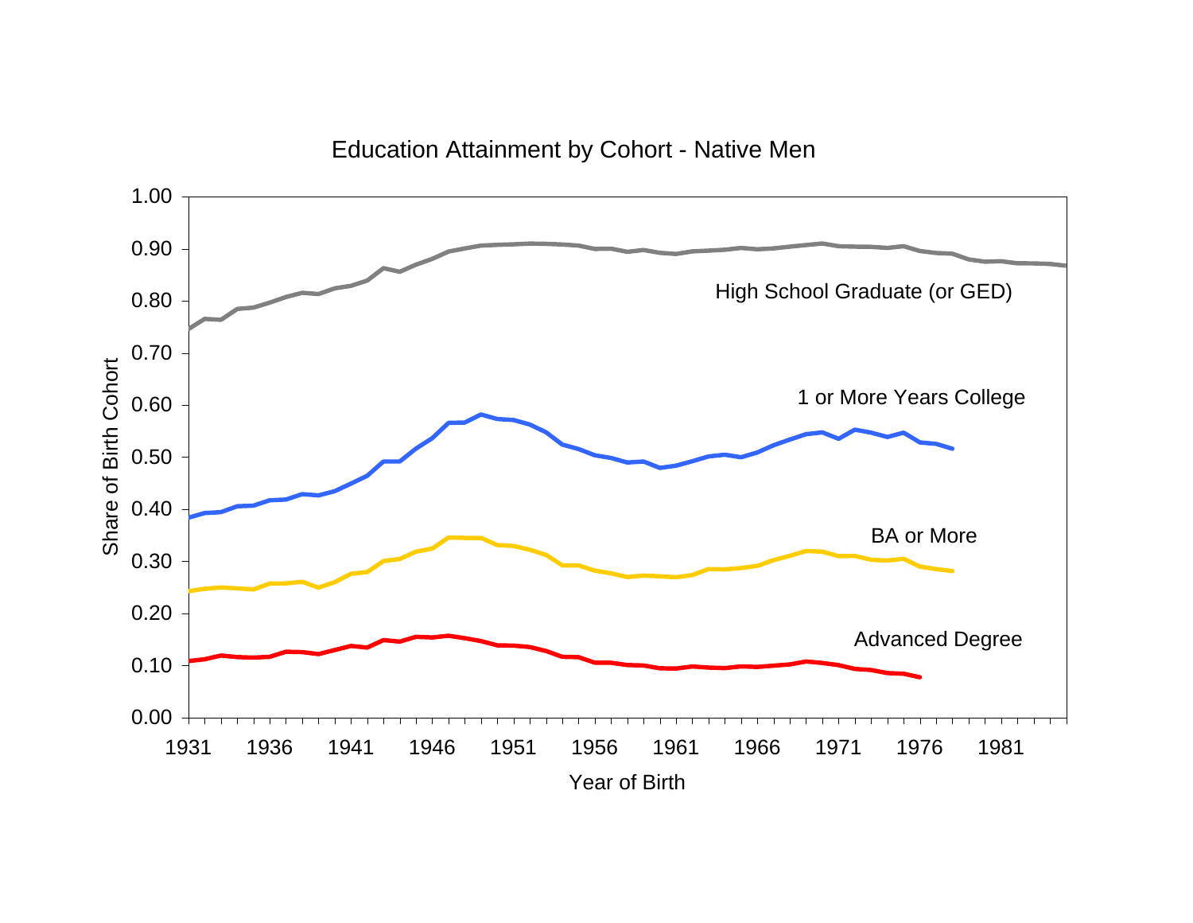Education Attainment by Cohort - Native Men

Share of Birth Cohort

Year of Birth

High School Graduate (or GED)

1 or More Years College

BA or More

Advanced Degree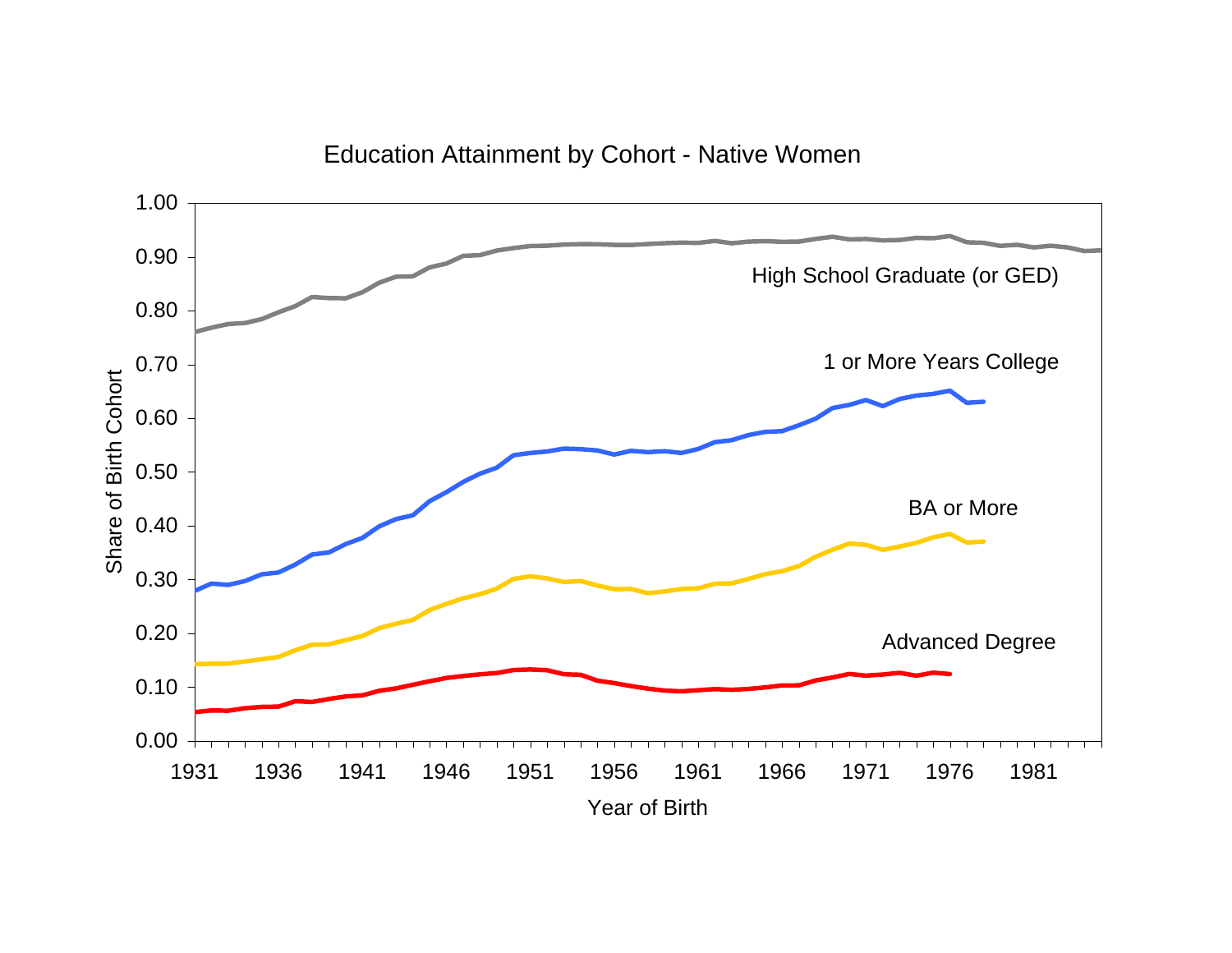Education Attainment by Cohort - Native Women

High School Graduate (or GED)

1 or More Years College

BA or More

Advanced Degree

Share of Birth Cohort

Year of Birth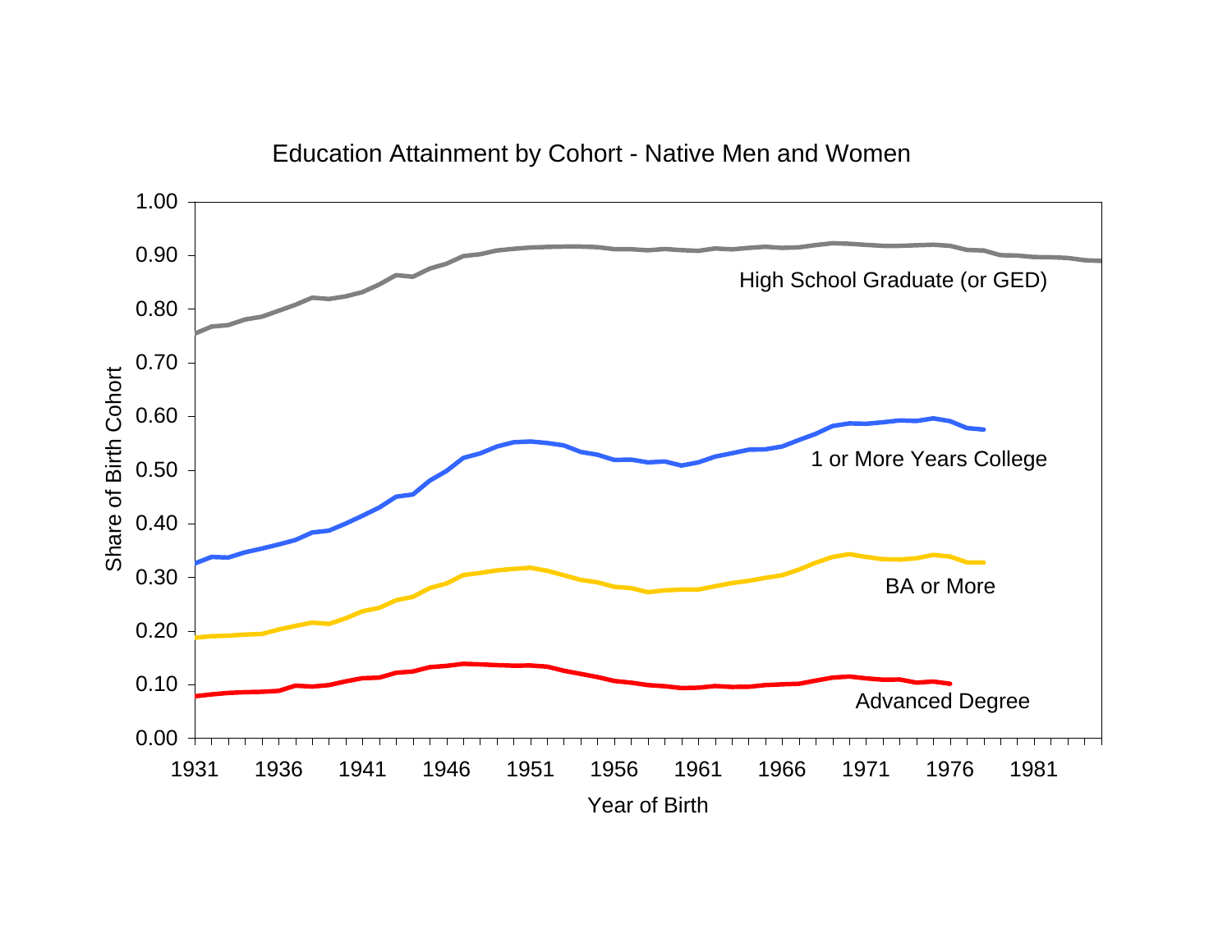Education Attainment by Cohort - Native Men and Women

Share of Birth Cohort

Year of Birth

- High School Graduate (or GED)
- 1 or More Years College
- BA or More
- Advanced Degree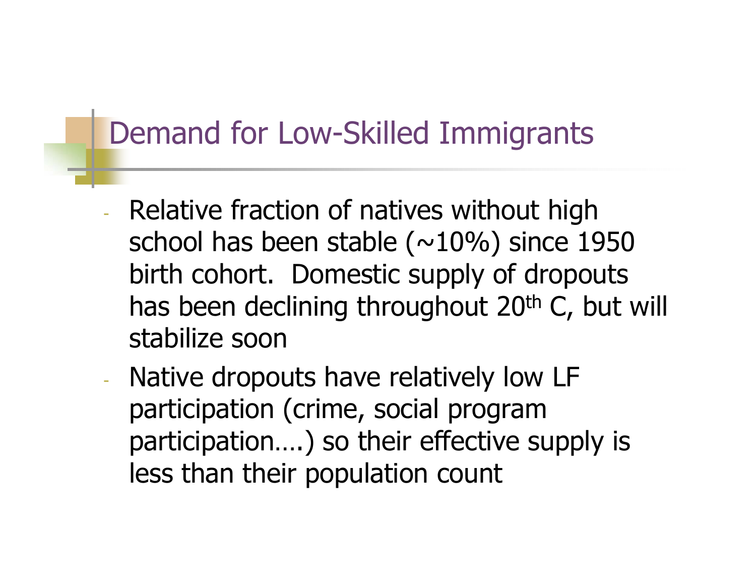# Demand for Low-Skilled Immigrants

- Relative fraction of natives without high school has been stable (~10%) since 1950 birth cohort.  Domestic supply of dropouts has been declining throughout 20th C, but will stabilize soon
- Native dropouts have relatively low LF participation (crime, social program participation….) so their effective supply is less than their population count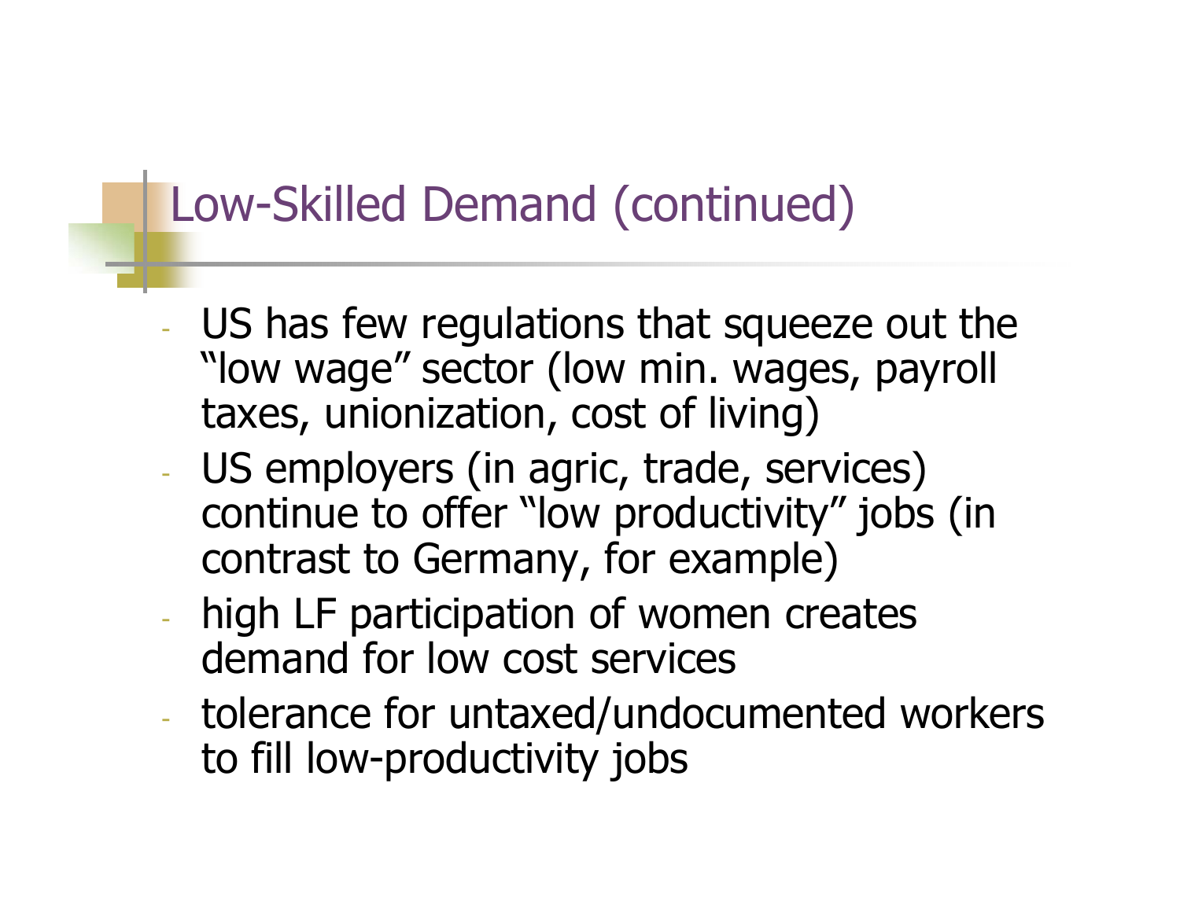# Low-Skilled Demand (continued)

- US has few regulations that squeeze out the "low wage" sector (low min. wages, payroll taxes, unionization, cost of living)
- US employers (in agric, trade, services) continue to offer "low productivity" jobs (in contrast to Germany, for example)
- high LF participation of women creates demand for low cost services
- tolerance for untaxed/undocumented workers to fill low-productivity jobs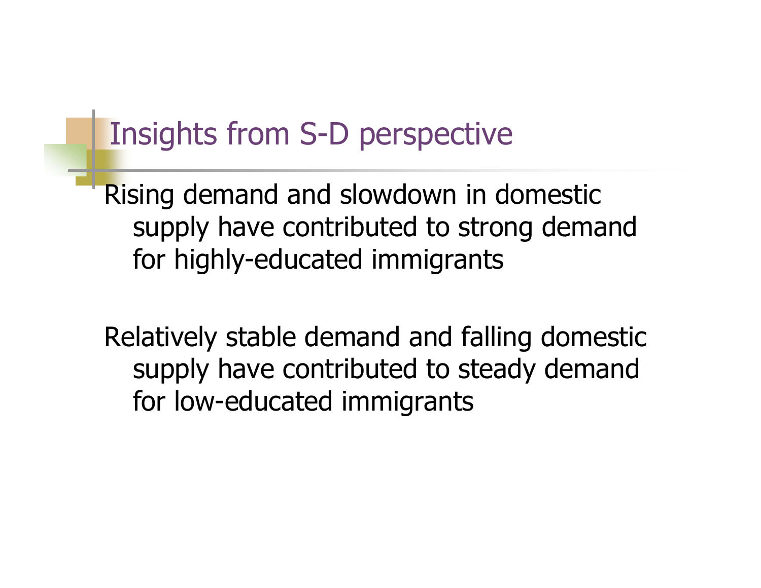# Insights from S-D perspective

Rising demand and slowdown in domestic supply have contributed to strong demand for highly-educated immigrants

Relatively stable demand and falling domestic supply have contributed to steady demand for low-educated immigrants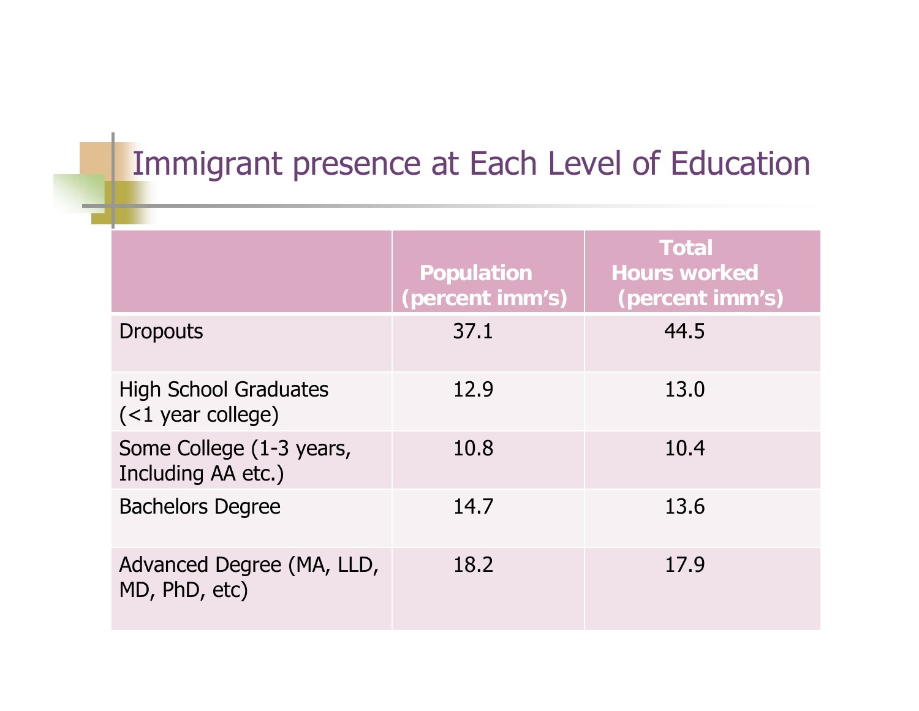# Immigrant presence at Each Level of Education

| | Population (percent imm's) | Total Hours worked (percent imm's) |
|---|---|---|
| Dropouts | 37.1 | 44.5 |
| High School Graduates (<1 year college) | 12.9 | 13.0 |
| Some College (1-3 years, Including AA etc.) | 10.8 | 10.4 |
| Bachelors Degree | 14.7 | 13.6 |
| Advanced Degree (MA, LLD, MD, PhD, etc) | 18.2 | 17.9 |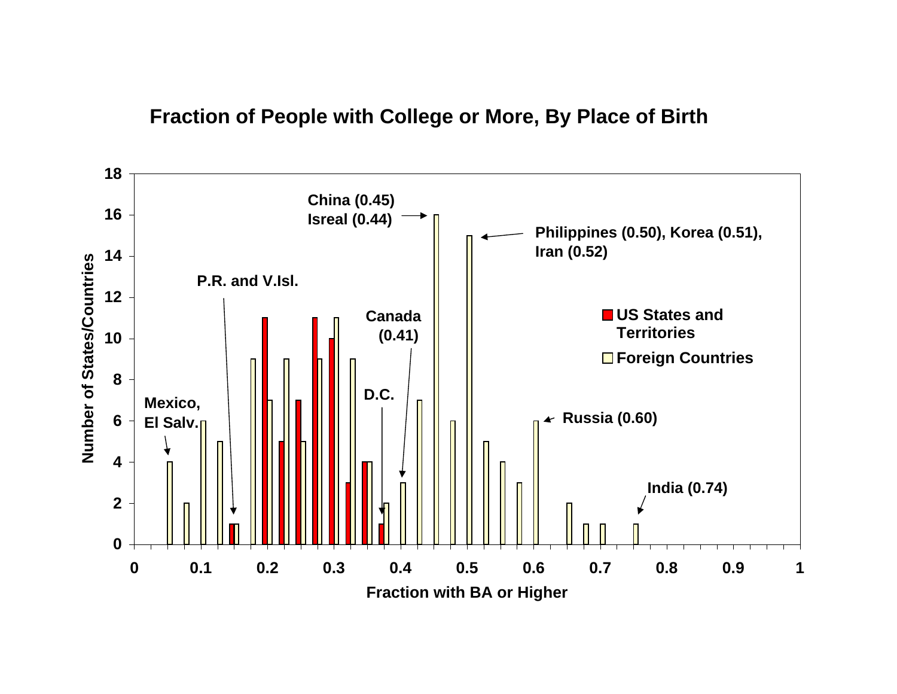## Fraction of People with College or More, By Place of Birth

Number of States/Countries

Fraction with BA or Higher

US States and Territories

Foreign Countries

China (0.45)
Isreal (0.44)

Philippines (0.50), Korea (0.51),
Iran (0.52)

P.R. and V.Isl.

Canada
(0.41)

D.C.

Mexico,
El Salv.

Russia (0.60)

India (0.74)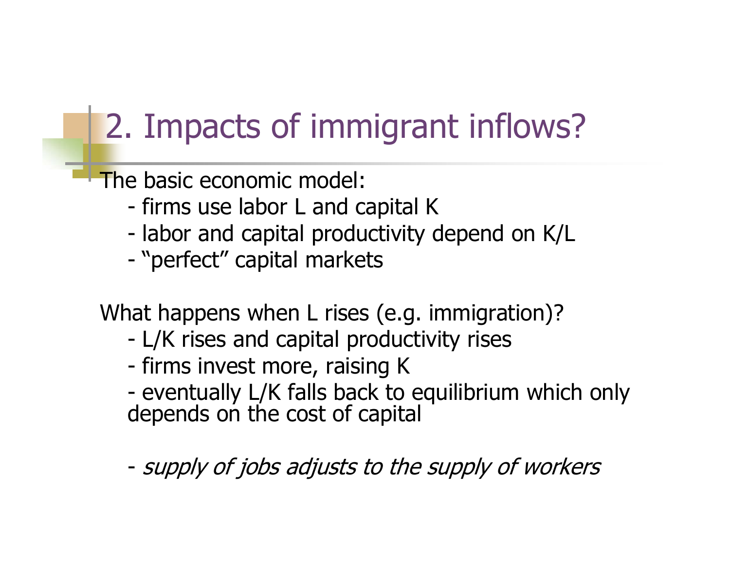# 2. Impacts of immigrant inflows?

The basic economic model:

- firms use labor L and capital K
- labor and capital productivity depend on K/L
- "perfect" capital markets

What happens when L rises (e.g. immigration)?

- L/K rises and capital productivity rises
- firms invest more, raising K
- eventually L/K falls back to equilibrium which only depends on the cost of capital

- *supply of jobs adjusts to the supply of workers*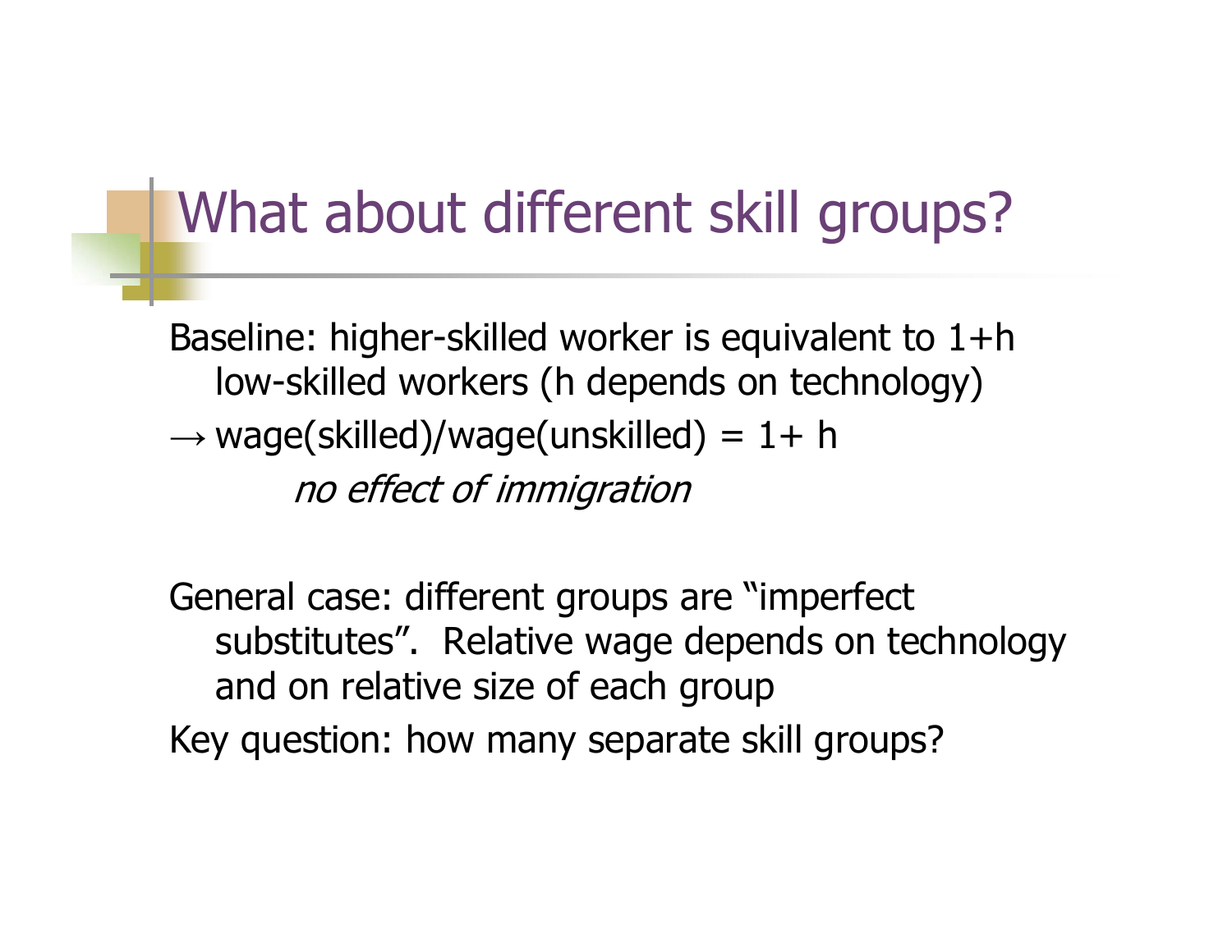# What about different skill groups?

Baseline: higher-skilled worker is equivalent to $1+h$ low-skilled workers ($h$ depends on technology)

$\rightarrow$ wage(skilled)/wage(unskilled) = $1+h$

*no effect of immigration*

General case: different groups are "imperfect substitutes". Relative wage depends on technology and on relative size of each group

Key question: how many separate skill groups?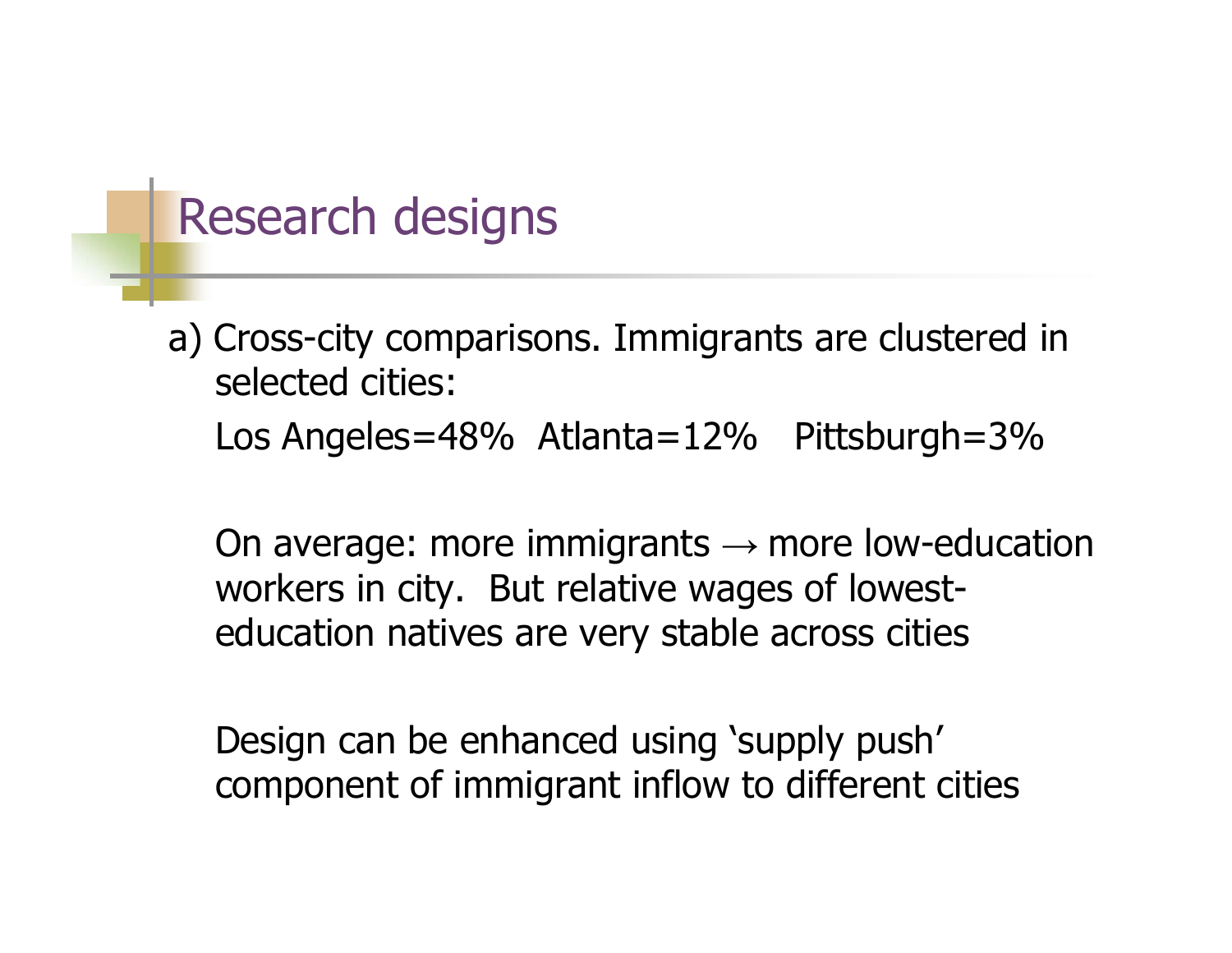# Research designs

a) Cross-city comparisons. Immigrants are clustered in selected cities:

Los Angeles=48%  Atlanta=12%  Pittsburgh=3%

On average: more immigrants → more low-education workers in city. But relative wages of lowest-education natives are very stable across cities

Design can be enhanced using ‘supply push’ component of immigrant inflow to different cities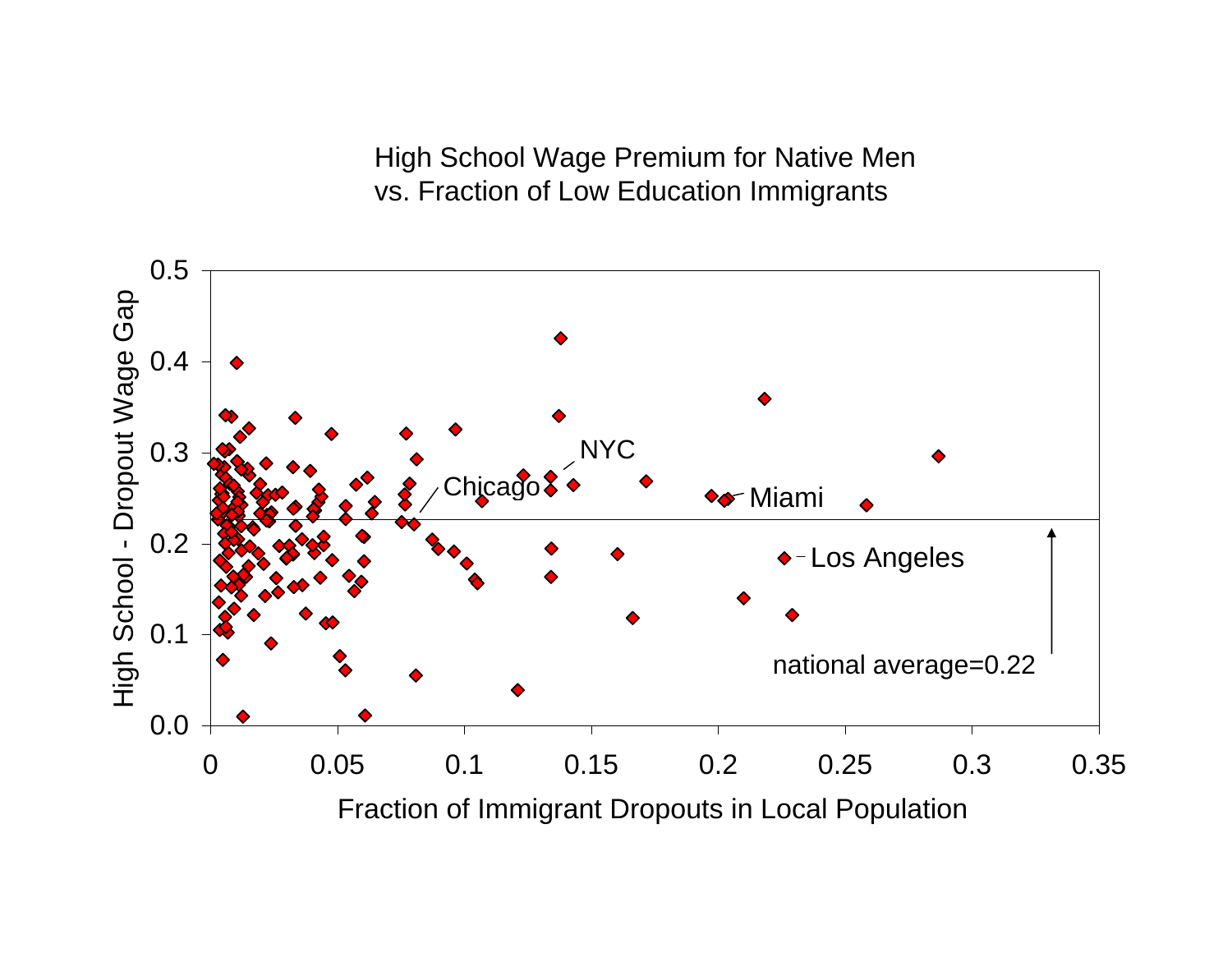High School Wage Premium for Native Men
vs. Fraction of Low Education Immigrants

High School - Dropout Wage Gap

Fraction of Immigrant Dropouts in Local Population

NYC

Chicago

Miami

Los Angeles

national average=0.22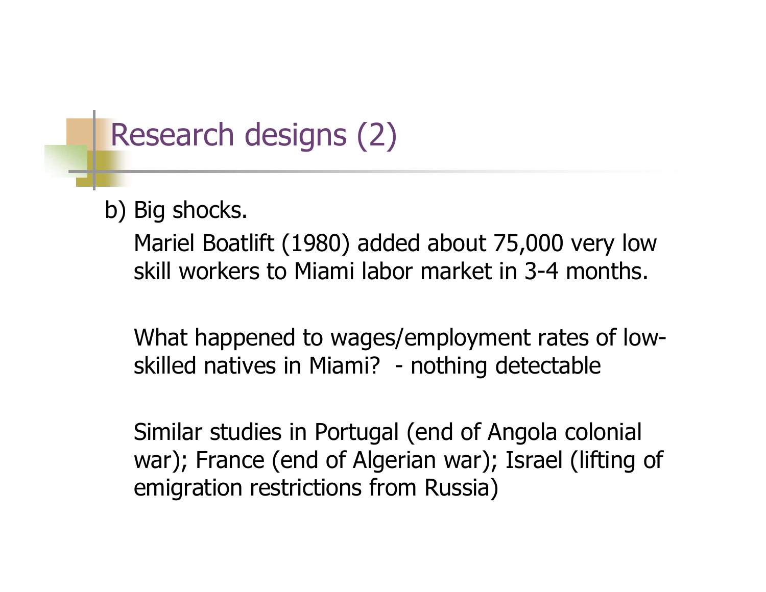# Research designs (2)

b) Big shocks.

Mariel Boatlift (1980) added about 75,000 very low skill workers to Miami labor market in 3-4 months.

What happened to wages/employment rates of low-skilled natives in Miami? - nothing detectable

Similar studies in Portugal (end of Angola colonial war); France (end of Algerian war); Israel (lifting of emigration restrictions from Russia)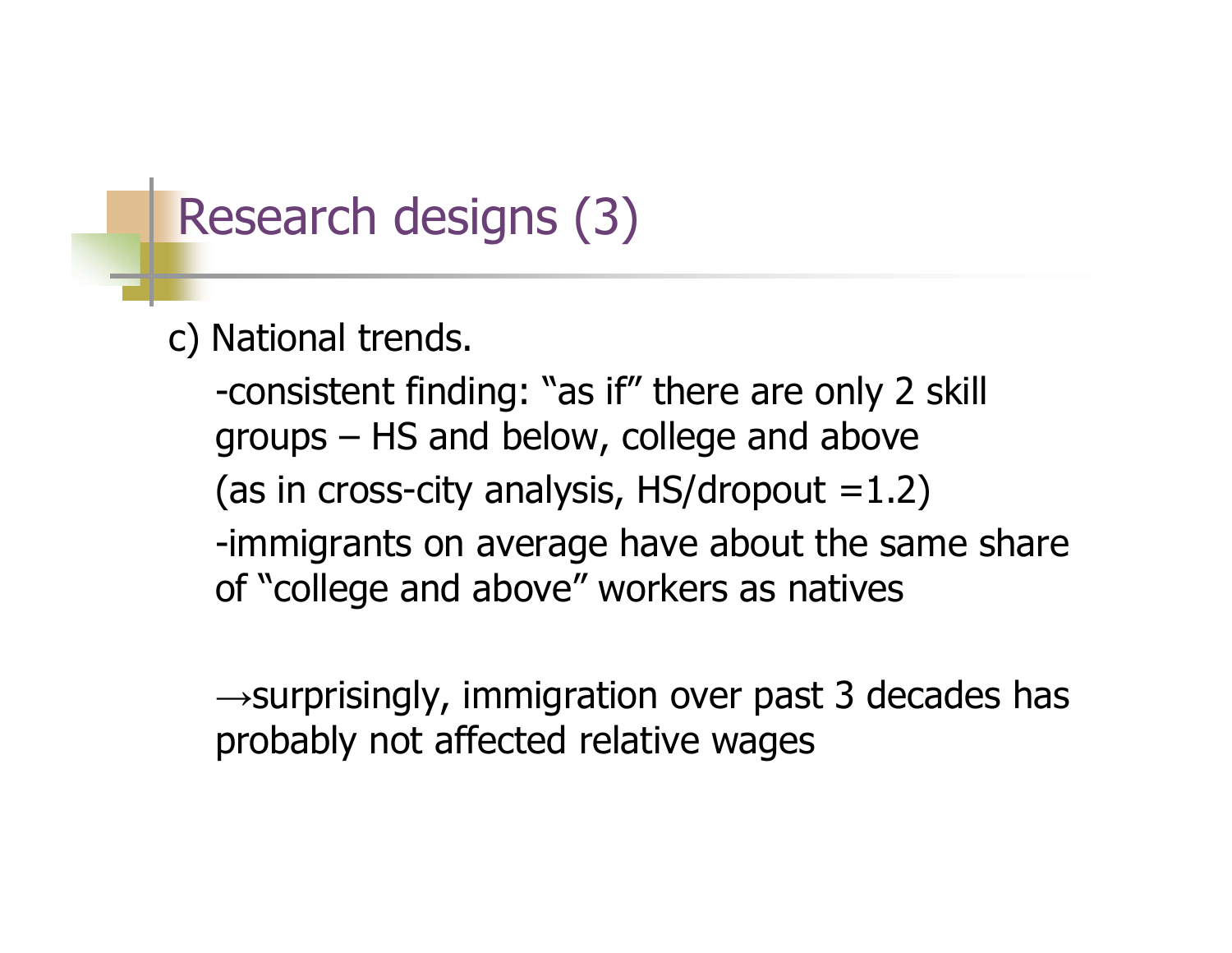# Research designs (3)

c) National trends.

-consistent finding: "as if" there are only 2 skill groups – HS and below, college and above

(as in cross-city analysis, HS/dropout =1.2)

-immigrants on average have about the same share of "college and above" workers as natives

→surprisingly, immigration over past 3 decades has probably not affected relative wages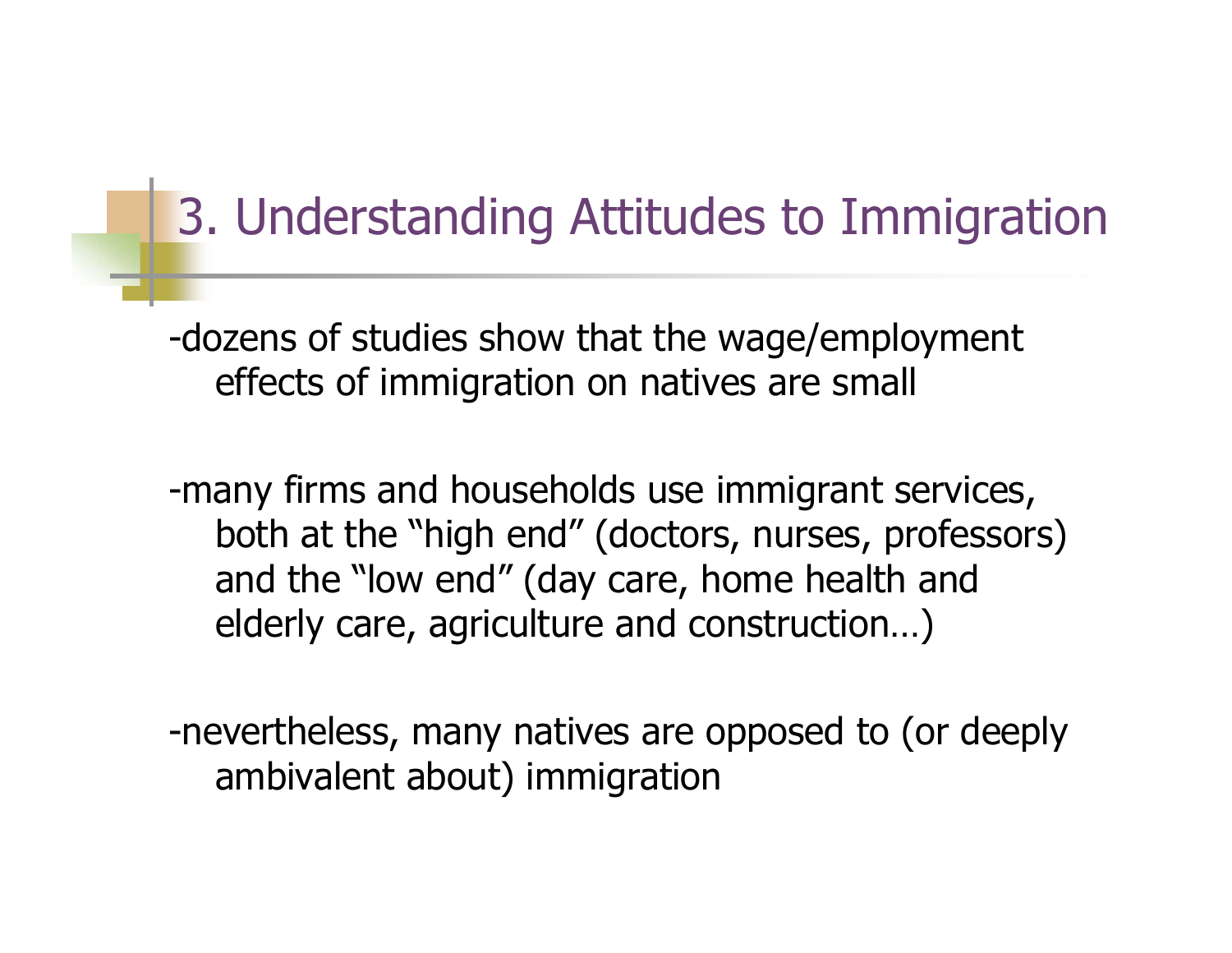# 3. Understanding Attitudes to Immigration

-dozens of studies show that the wage/employment effects of immigration on natives are small

-many firms and households use immigrant services, both at the "high end" (doctors, nurses, professors) and the "low end" (day care, home health and elderly care, agriculture and construction…)

-nevertheless, many natives are opposed to (or deeply ambivalent about) immigration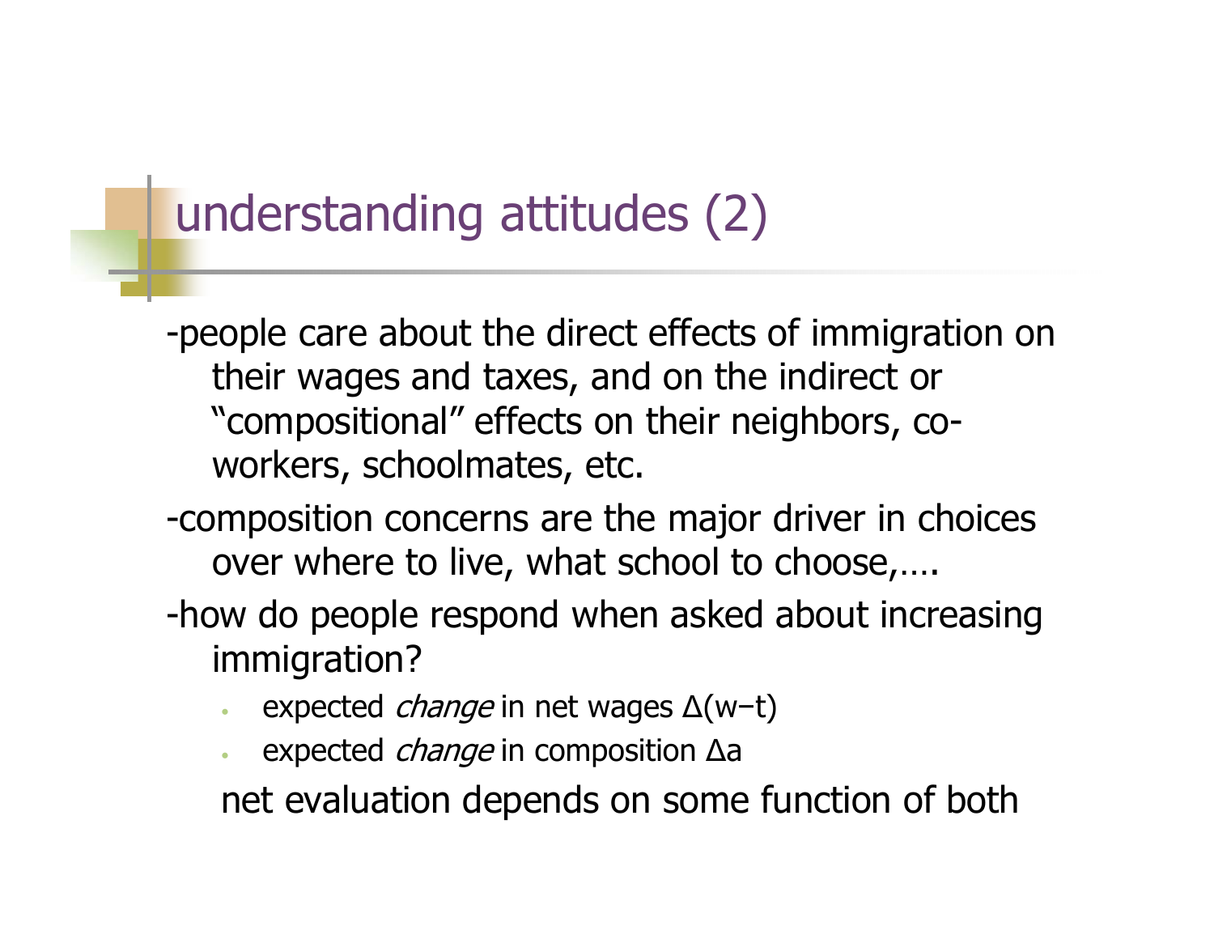# understanding attitudes (2)

-people care about the direct effects of immigration on their wages and taxes, and on the indirect or “compositional” effects on their neighbors, co-workers, schoolmates, etc.

-composition concerns are the major driver in choices over where to live, what school to choose,….

-how do people respond when asked about increasing immigration?

- expected *change* in net wages $\Delta(w-t)$
- expected *change* in composition $\Delta a$

net evaluation depends on some function of both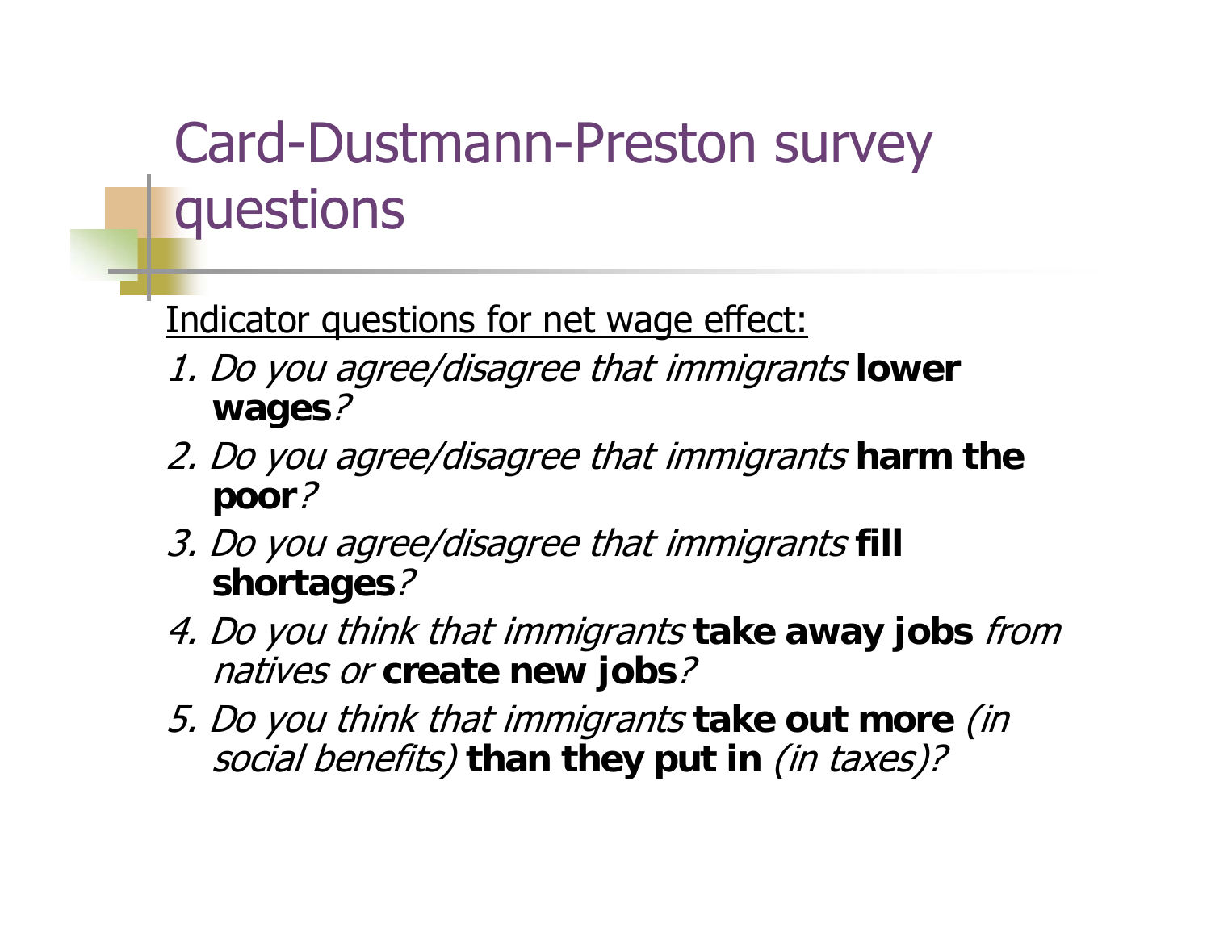# Card-Dustmann-Preston survey questions

<u>Indicator questions for net wage effect:</u>

1. *Do you agree/disagree that immigrants* **lower wages***?*
2. *Do you agree/disagree that immigrants* **harm the poor***?*
3. *Do you agree/disagree that immigrants* **fill shortages***?*
4. *Do you think that immigrants* **take away jobs** *from natives or* **create new jobs***?*
5. *Do you think that immigrants* **take out more** *(in social benefits)* **than they put in** *(in taxes)?*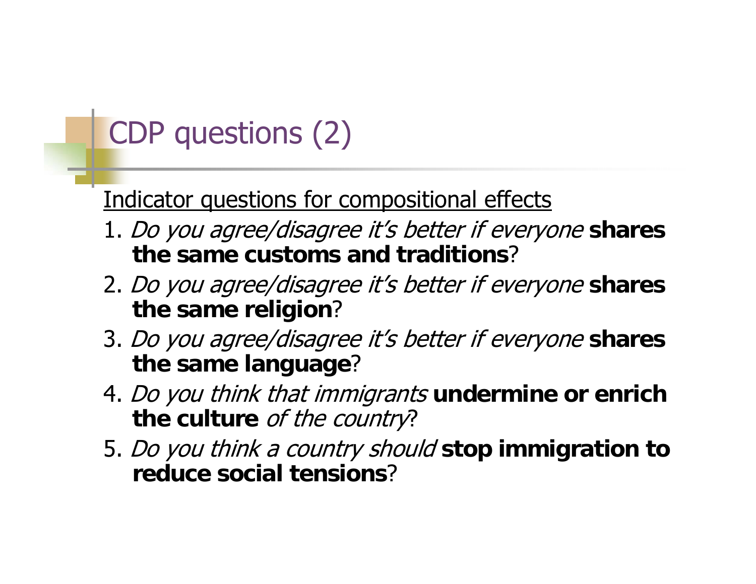# CDP questions (2)

<u>Indicator questions for compositional effects</u>

1. *Do you agree/disagree it's better if everyone* **shares the same customs and traditions**?
2. *Do you agree/disagree it's better if everyone* **shares the same religion**?
3. *Do you agree/disagree it's better if everyone* **shares the same language**?
4. *Do you think that immigrants* **undermine or enrich the culture** *of the country*?
5. *Do you think a country should* **stop immigration to reduce social tensions**?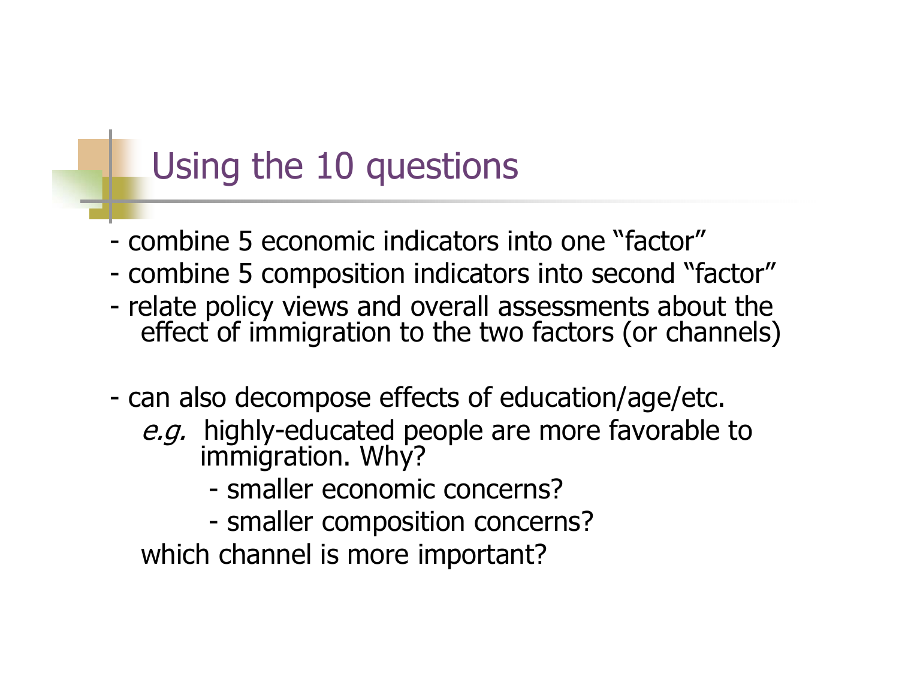# Using the 10 questions

- combine 5 economic indicators into one "factor"
- combine 5 composition indicators into second "factor"
- relate policy views and overall assessments about the effect of immigration to the two factors (or channels)

- can also decompose effects of education/age/etc.

  *e.g.* highly-educated people are more favorable to immigration. Why?

  - smaller economic concerns?
  - smaller composition concerns?

  which channel is more important?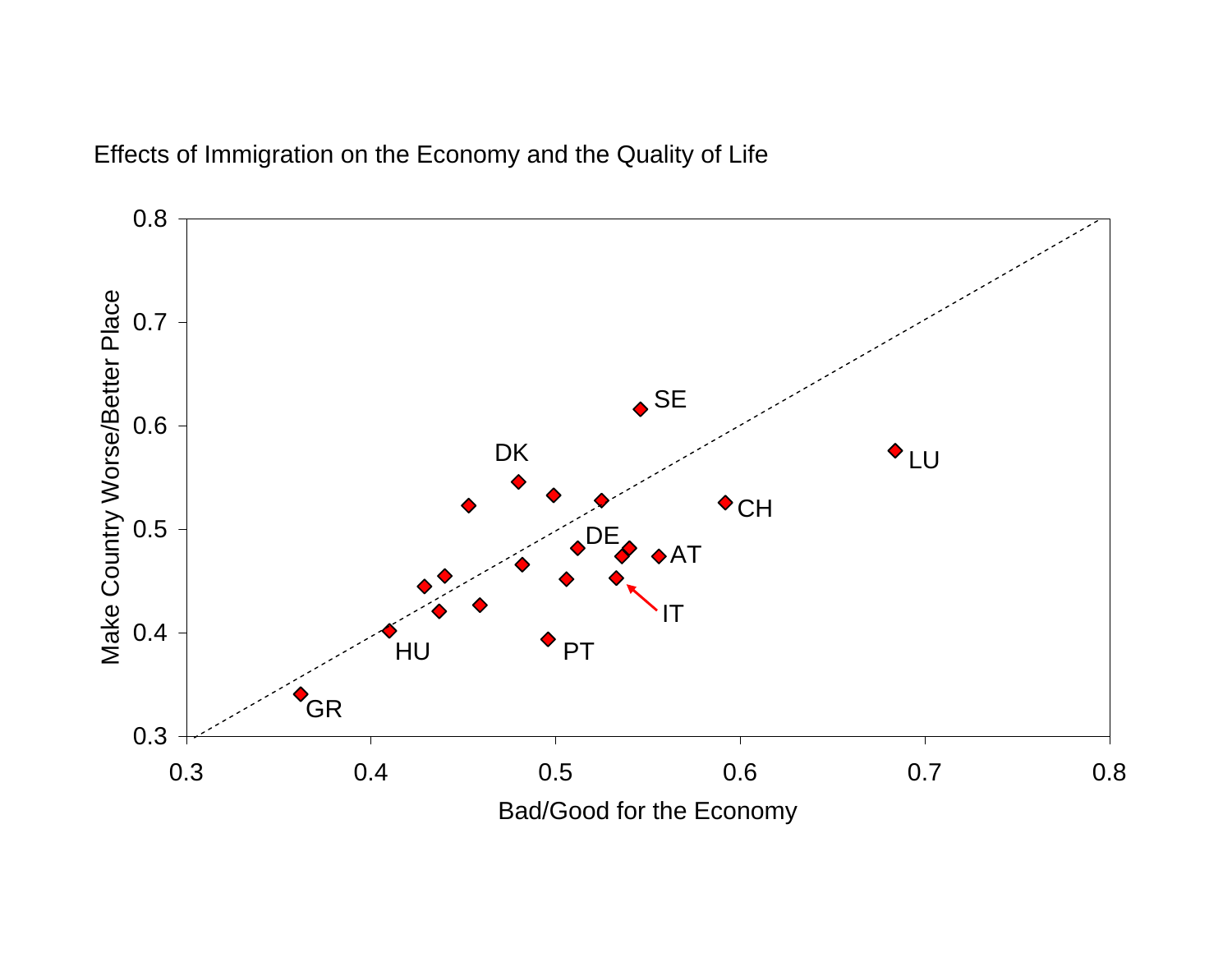Effects of Immigration on the Economy and the Quality of Life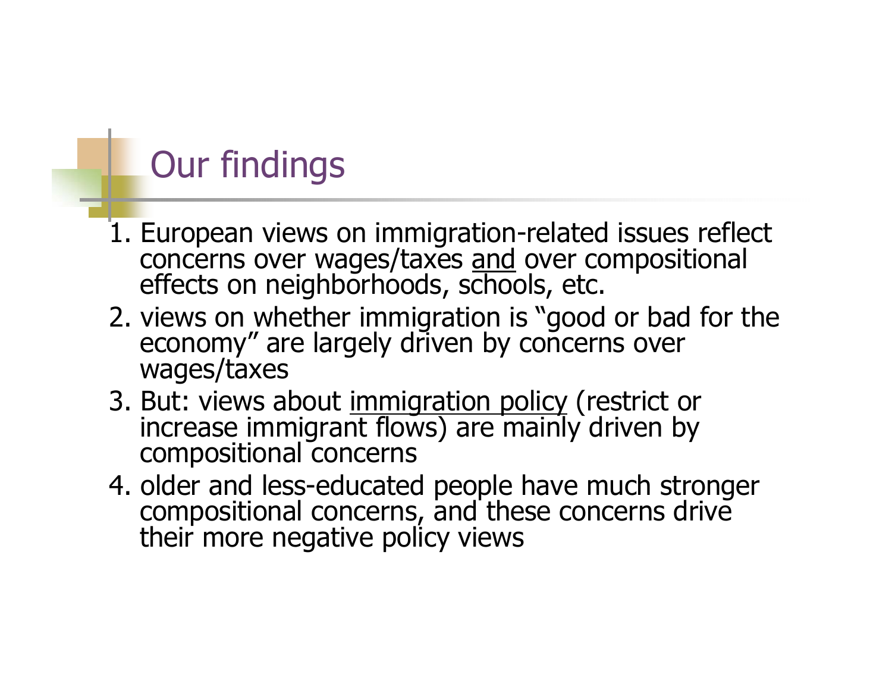## Our findings

1. European views on immigration-related issues reflect concerns over wages/taxes <u>and</u> over compositional effects on neighborhoods, schools, etc.
2. views on whether immigration is "good or bad for the economy" are largely driven by concerns over wages/taxes
3. But: views about <u>immigration policy</u> (restrict or increase immigrant flows) are mainly driven by compositional concerns
4. older and less-educated people have much stronger compositional concerns, and these concerns drive their more negative policy views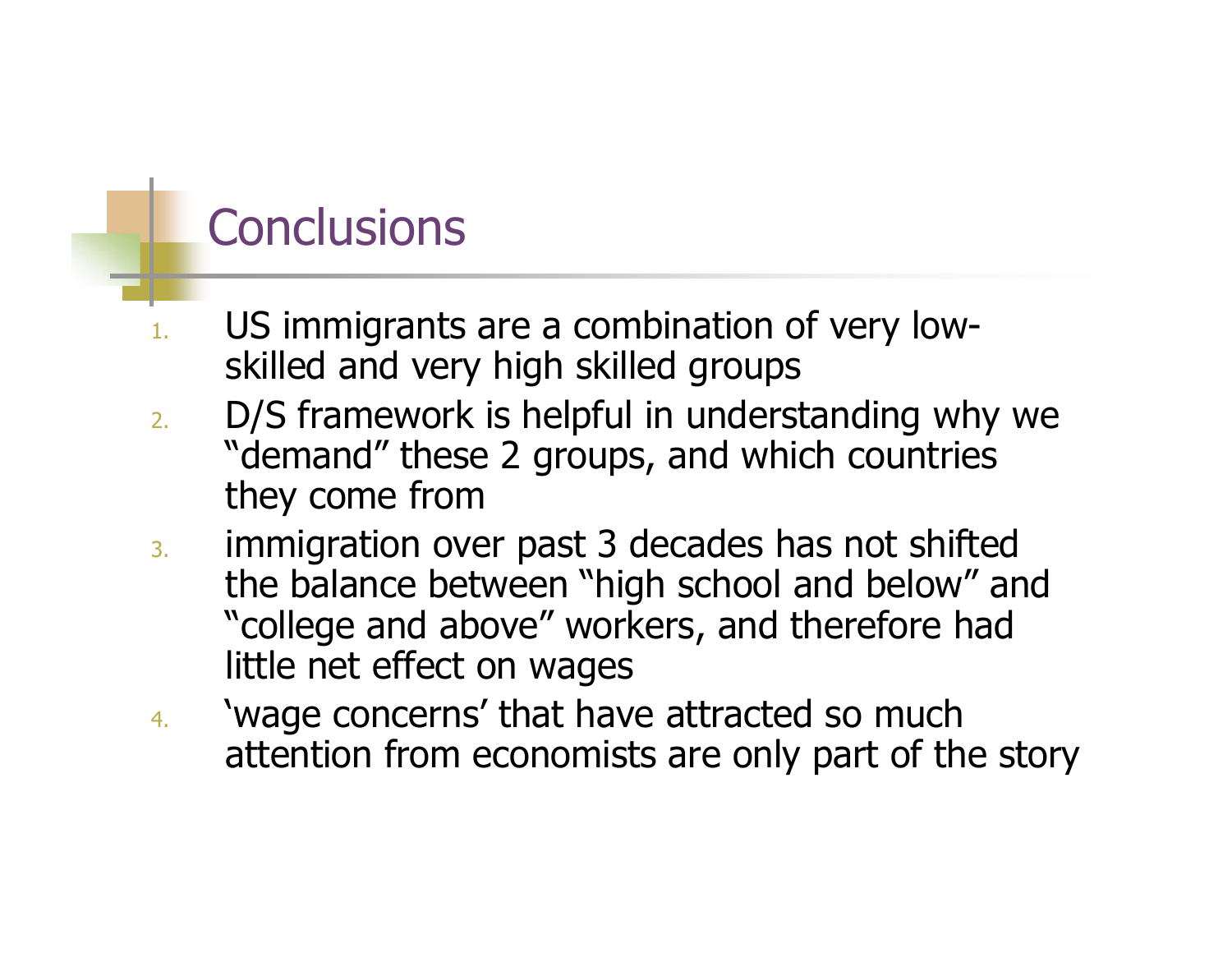# Conclusions

1. US immigrants are a combination of very low-skilled and very high skilled groups
2. D/S framework is helpful in understanding why we "demand" these 2 groups, and which countries they come from
3. immigration over past 3 decades has not shifted the balance between "high school and below" and "college and above" workers, and therefore had little net effect on wages
4. 'wage concerns' that have attracted so much attention from economists are only part of the story